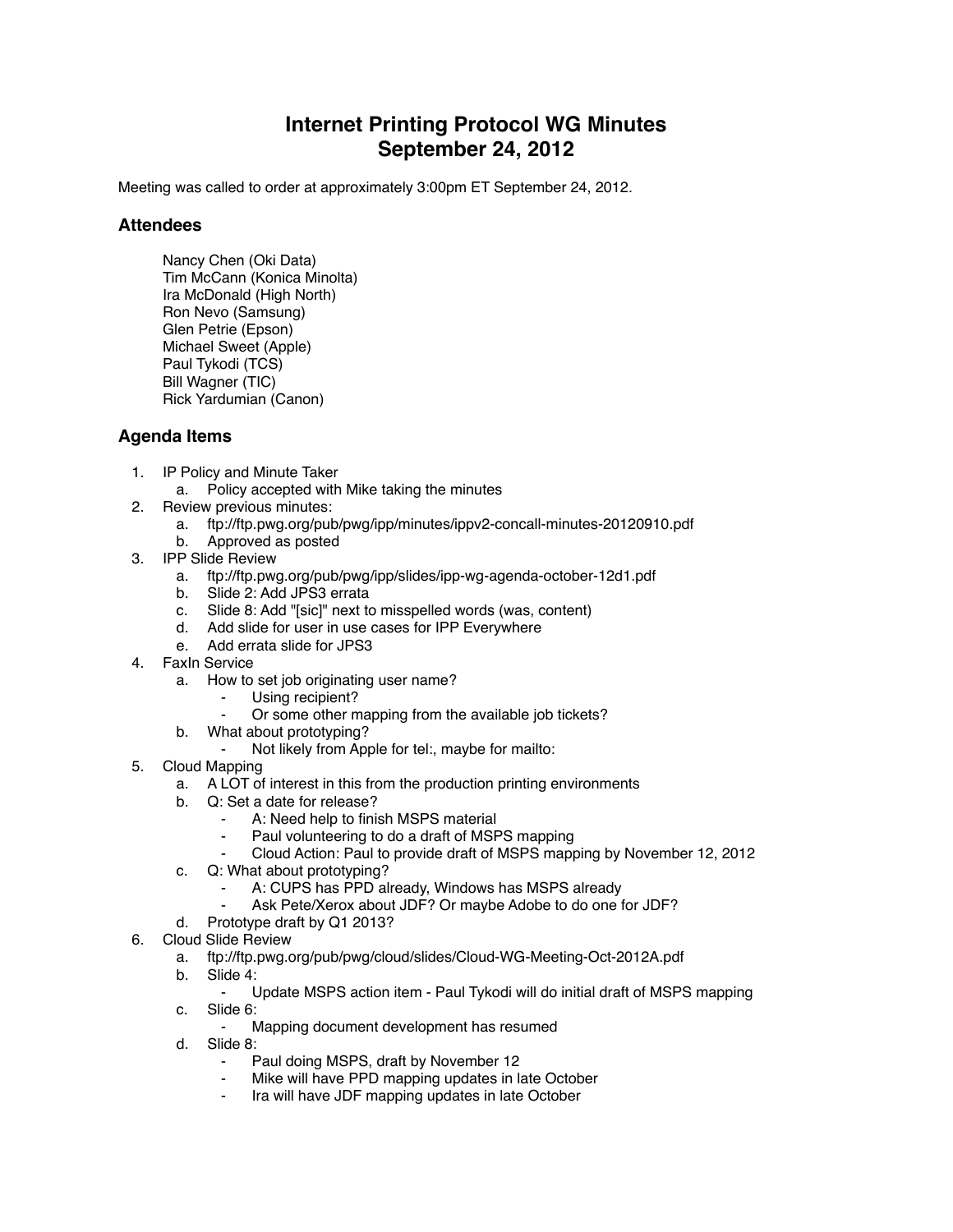# Internet Printing Protocol WG Minutes
# September 24, 2012

Meeting was called to order at approximately 3:00pm ET September 24, 2012.

## Attendees

Nancy Chen (Oki Data)
Tim McCann (Konica Minolta)
Ira McDonald (High North)
Ron Nevo (Samsung)
Glen Petrie (Epson)
Michael Sweet (Apple)
Paul Tykodi (TCS)
Bill Wagner (TIC)
Rick Yardumian (Canon)

## Agenda Items

1. IP Policy and Minute Taker
   a. Policy accepted with Mike taking the minutes
2. Review previous minutes:
   a. ftp://ftp.pwg.org/pub/pwg/ipp/minutes/ippv2-concall-minutes-20120910.pdf
   b. Approved as posted
3. IPP Slide Review
   a. ftp://ftp.pwg.org/pub/pwg/ipp/slides/ipp-wg-agenda-october-12d1.pdf
   b. Slide 2: Add JPS3 errata
   c. Slide 8: Add "[sic]" next to misspelled words (was, content)
   d. Add slide for user in use cases for IPP Everywhere
   e. Add errata slide for JPS3
4. FaxIn Service
   a. How to set job originating user name?
      - Using recipient?
      - Or some other mapping from the available job tickets?
   b. What about prototyping?
      - Not likely from Apple for tel:, maybe for mailto:
5. Cloud Mapping
   a. A LOT of interest in this from the production printing environments
   b. Q: Set a date for release?
      - A: Need help to finish MSPS material
      - Paul volunteering to do a draft of MSPS mapping
      - Cloud Action: Paul to provide draft of MSPS mapping by November 12, 2012
   c. Q: What about prototyping?
      - A: CUPS has PPD already, Windows has MSPS already
      - Ask Pete/Xerox about JDF? Or maybe Adobe to do one for JDF?
   d. Prototype draft by Q1 2013?
6. Cloud Slide Review
   a. ftp://ftp.pwg.org/pub/pwg/cloud/slides/Cloud-WG-Meeting-Oct-2012A.pdf
   b. Slide 4:
      - Update MSPS action item - Paul Tykodi will do initial draft of MSPS mapping
   c. Slide 6:
      - Mapping document development has resumed
   d. Slide 8:
      - Paul doing MSPS, draft by November 12
      - Mike will have PPD mapping updates in late October
      - Ira will have JDF mapping updates in late October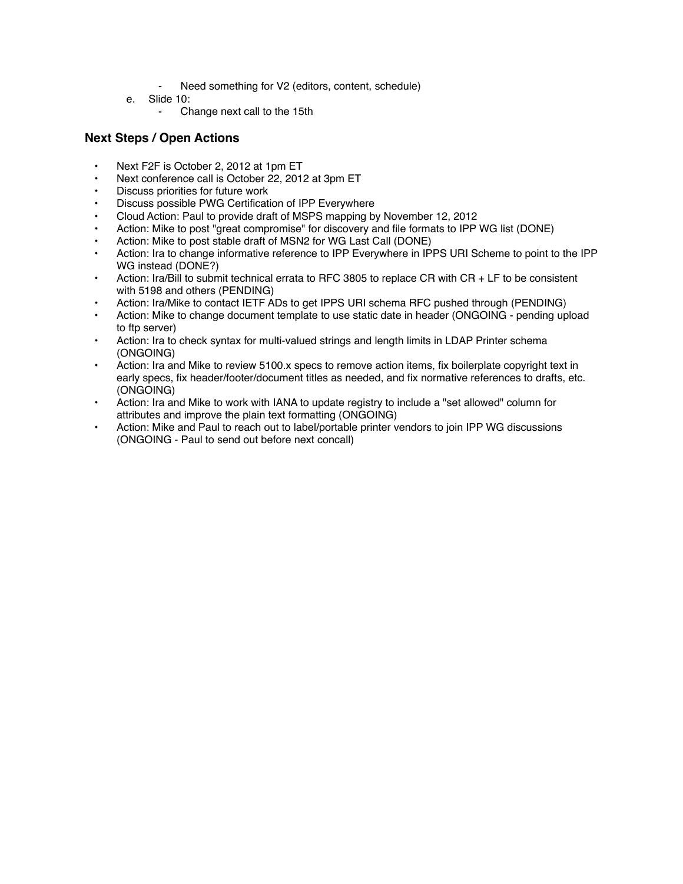- Need something for V2 (editors, content, schedule)

e. Slide 10:
    - Change next call to the 15th

## Next Steps / Open Actions

- Next F2F is October 2, 2012 at 1pm ET
- Next conference call is October 22, 2012 at 3pm ET
- Discuss priorities for future work
- Discuss possible PWG Certification of IPP Everywhere
- Cloud Action: Paul to provide draft of MSPS mapping by November 12, 2012
- Action: Mike to post "great compromise" for discovery and file formats to IPP WG list (DONE)
- Action: Mike to post stable draft of MSN2 for WG Last Call (DONE)
- Action: Ira to change informative reference to IPP Everywhere in IPPS URI Scheme to point to the IPP WG instead (DONE?)
- Action: Ira/Bill to submit technical errata to RFC 3805 to replace CR with CR + LF to be consistent with 5198 and others (PENDING)
- Action: Ira/Mike to contact IETF ADs to get IPPS URI schema RFC pushed through (PENDING)
- Action: Mike to change document template to use static date in header (ONGOING - pending upload to ftp server)
- Action: Ira to check syntax for multi-valued strings and length limits in LDAP Printer schema (ONGOING)
- Action: Ira and Mike to review 5100.x specs to remove action items, fix boilerplate copyright text in early specs, fix header/footer/document titles as needed, and fix normative references to drafts, etc. (ONGOING)
- Action: Ira and Mike to work with IANA to update registry to include a "set allowed" column for attributes and improve the plain text formatting (ONGOING)
- Action: Mike and Paul to reach out to label/portable printer vendors to join IPP WG discussions (ONGOING - Paul to send out before next concall)